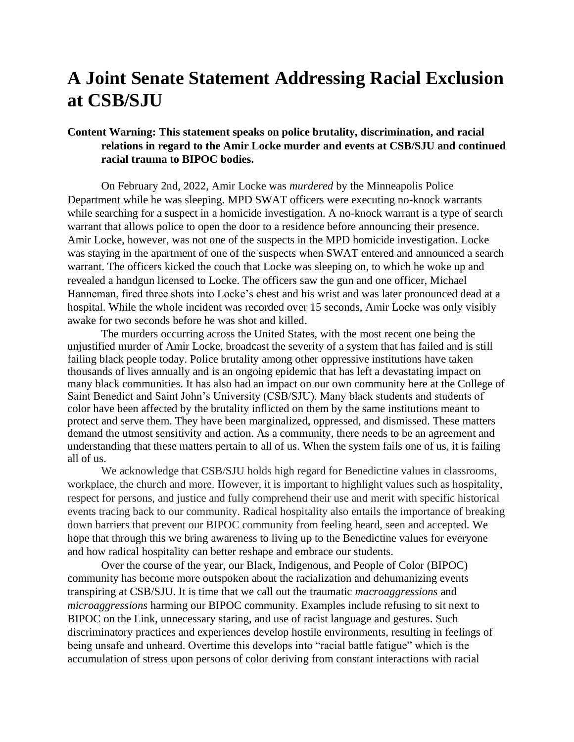# A Joint Senate Statement Addressing Racial Exclusion at CSB/SJU

**Content Warning: This statement speaks on police brutality, discrimination, and racial relations in regard to the Amir Locke murder and events at CSB/SJU and continued racial trauma to BIPOC bodies.**

On February 2nd, 2022, Amir Locke was *murdered* by the Minneapolis Police Department while he was sleeping. MPD SWAT officers were executing no-knock warrants while searching for a suspect in a homicide investigation. A no-knock warrant is a type of search warrant that allows police to open the door to a residence before announcing their presence. Amir Locke, however, was not one of the suspects in the MPD homicide investigation. Locke was staying in the apartment of one of the suspects when SWAT entered and announced a search warrant. The officers kicked the couch that Locke was sleeping on, to which he woke up and revealed a handgun licensed to Locke. The officers saw the gun and one officer, Michael Hanneman, fired three shots into Locke's chest and his wrist and was later pronounced dead at a hospital. While the whole incident was recorded over 15 seconds, Amir Locke was only visibly awake for two seconds before he was shot and killed.

The murders occurring across the United States, with the most recent one being the unjustified murder of Amir Locke, broadcast the severity of a system that has failed and is still failing black people today. Police brutality among other oppressive institutions have taken thousands of lives annually and is an ongoing epidemic that has left a devastating impact on many black communities. It has also had an impact on our own community here at the College of Saint Benedict and Saint John's University (CSB/SJU). Many black students and students of color have been affected by the brutality inflicted on them by the same institutions meant to protect and serve them. They have been marginalized, oppressed, and dismissed. These matters demand the utmost sensitivity and action. As a community, there needs to be an agreement and understanding that these matters pertain to all of us. When the system fails one of us, it is failing all of us.

We acknowledge that CSB/SJU holds high regard for Benedictine values in classrooms, workplace, the church and more. However, it is important to highlight values such as hospitality, respect for persons, and justice and fully comprehend their use and merit with specific historical events tracing back to our community. Radical hospitality also entails the importance of breaking down barriers that prevent our BIPOC community from feeling heard, seen and accepted. We hope that through this we bring awareness to living up to the Benedictine values for everyone and how radical hospitality can better reshape and embrace our students.

Over the course of the year, our Black, Indigenous, and People of Color (BIPOC) community has become more outspoken about the racialization and dehumanizing events transpiring at CSB/SJU. It is time that we call out the traumatic *macroaggressions* and *microaggressions* harming our BIPOC community. Examples include refusing to sit next to BIPOC on the Link, unnecessary staring, and use of racist language and gestures. Such discriminatory practices and experiences develop hostile environments, resulting in feelings of being unsafe and unheard. Overtime this develops into "racial battle fatigue" which is the accumulation of stress upon persons of color deriving from constant interactions with racial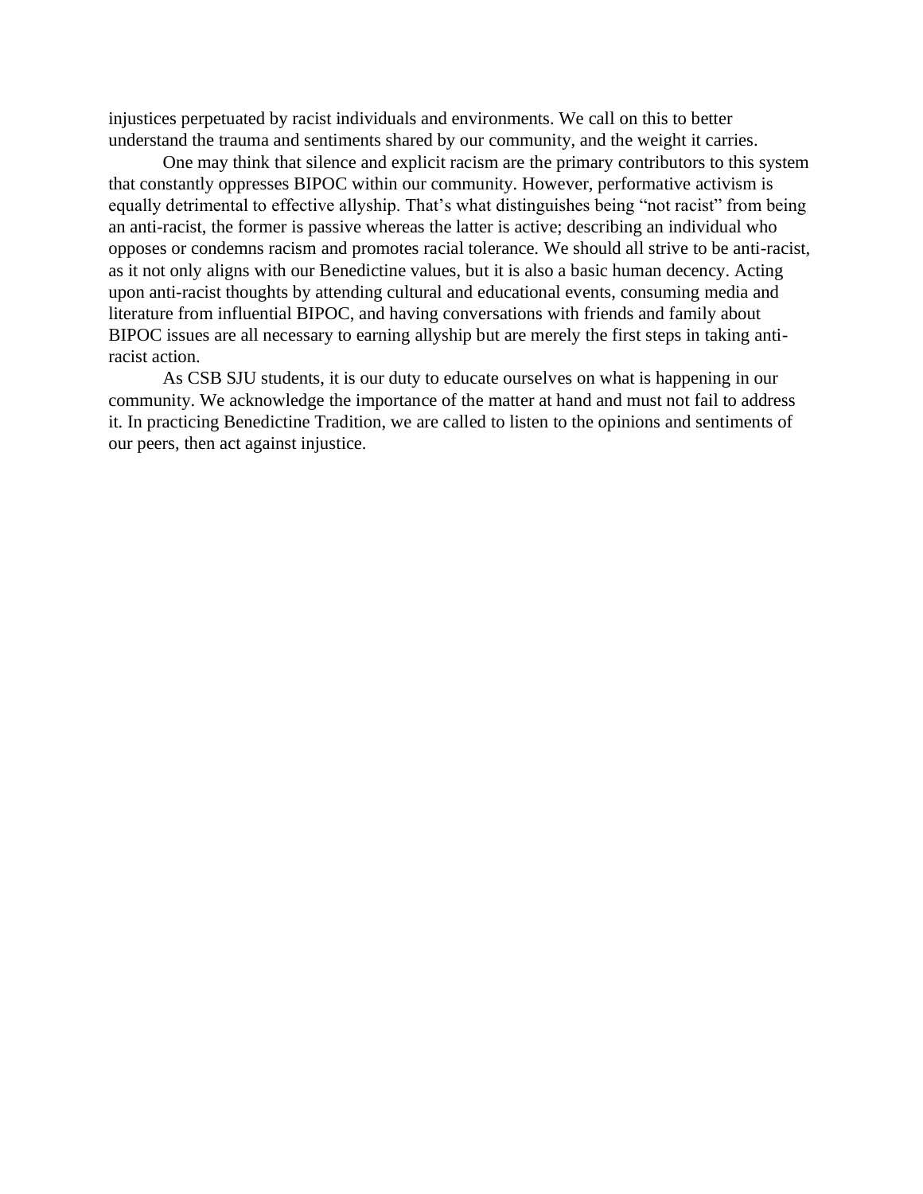injustices perpetuated by racist individuals and environments. We call on this to better understand the trauma and sentiments shared by our community, and the weight it carries.

One may think that silence and explicit racism are the primary contributors to this system that constantly oppresses BIPOC within our community. However, performative activism is equally detrimental to effective allyship. That's what distinguishes being "not racist" from being an anti-racist, the former is passive whereas the latter is active; describing an individual who opposes or condemns racism and promotes racial tolerance. We should all strive to be anti-racist, as it not only aligns with our Benedictine values, but it is also a basic human decency. Acting upon anti-racist thoughts by attending cultural and educational events, consuming media and literature from influential BIPOC, and having conversations with friends and family about BIPOC issues are all necessary to earning allyship but are merely the first steps in taking anti-racist action.

As CSB SJU students, it is our duty to educate ourselves on what is happening in our community. We acknowledge the importance of the matter at hand and must not fail to address it. In practicing Benedictine Tradition, we are called to listen to the opinions and sentiments of our peers, then act against injustice.